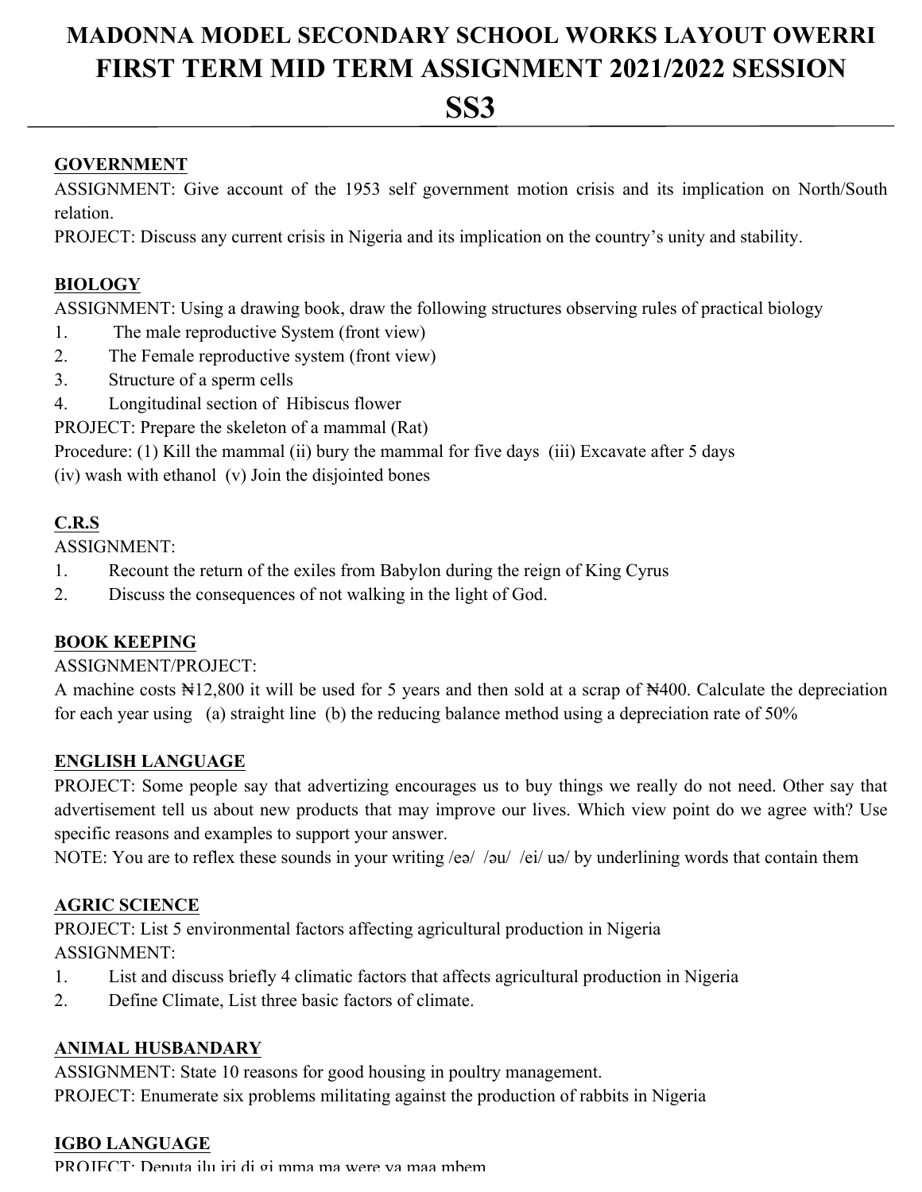# MADONNA MODEL SECONDARY SCHOOL WORKS LAYOUT OWERRI
# FIRST TERM MID TERM ASSIGNMENT 2021/2022 SESSION
# SS3

---

## GOVERNMENT

ASSIGNMENT: Give account of the 1953 self government motion crisis and its implication on North/South relation.

PROJECT: Discuss any current crisis in Nigeria and its implication on the country's unity and stability.

## BIOLOGY

ASSIGNMENT: Using a drawing book, draw the following structures observing rules of practical biology

1. The male reproductive System (front view)
2. The Female reproductive system (front view)
3. Structure of a sperm cells
4. Longitudinal section of Hibiscus flower

PROJECT: Prepare the skeleton of a mammal (Rat)

Procedure: (1) Kill the mammal (ii) bury the mammal for five days (iii) Excavate after 5 days (iv) wash with ethanol (v) Join the disjointed bones

## C.R.S

ASSIGNMENT:

1. Recount the return of the exiles from Babylon during the reign of King Cyrus
2. Discuss the consequences of not walking in the light of God.

## BOOK KEEPING

ASSIGNMENT/PROJECT:

A machine costs ₦12,800 it will be used for 5 years and then sold at a scrap of ₦400. Calculate the depreciation for each year using (a) straight line (b) the reducing balance method using a depreciation rate of 50%

## ENGLISH LANGUAGE

PROJECT: Some people say that advertizing encourages us to buy things we really do not need. Other say that advertisement tell us about new products that may improve our lives. Which view point do we agree with? Use specific reasons and examples to support your answer.

NOTE: You are to reflex these sounds in your writing /eə/ /əu/ /ei/ uə/ by underlining words that contain them

## AGRIC SCIENCE

PROJECT: List 5 environmental factors affecting agricultural production in Nigeria

ASSIGNMENT:

1. List and discuss briefly 4 climatic factors that affects agricultural production in Nigeria
2. Define Climate, List three basic factors of climate.

## ANIMAL HUSBANDARY

ASSIGNMENT: State 10 reasons for good housing in poultry management.

PROJECT: Enumerate six problems militating against the production of rabbits in Nigeria

## IGBO LANGUAGE

PROJECT: Deputa ilu iri di gi mma ma were ya maa mbem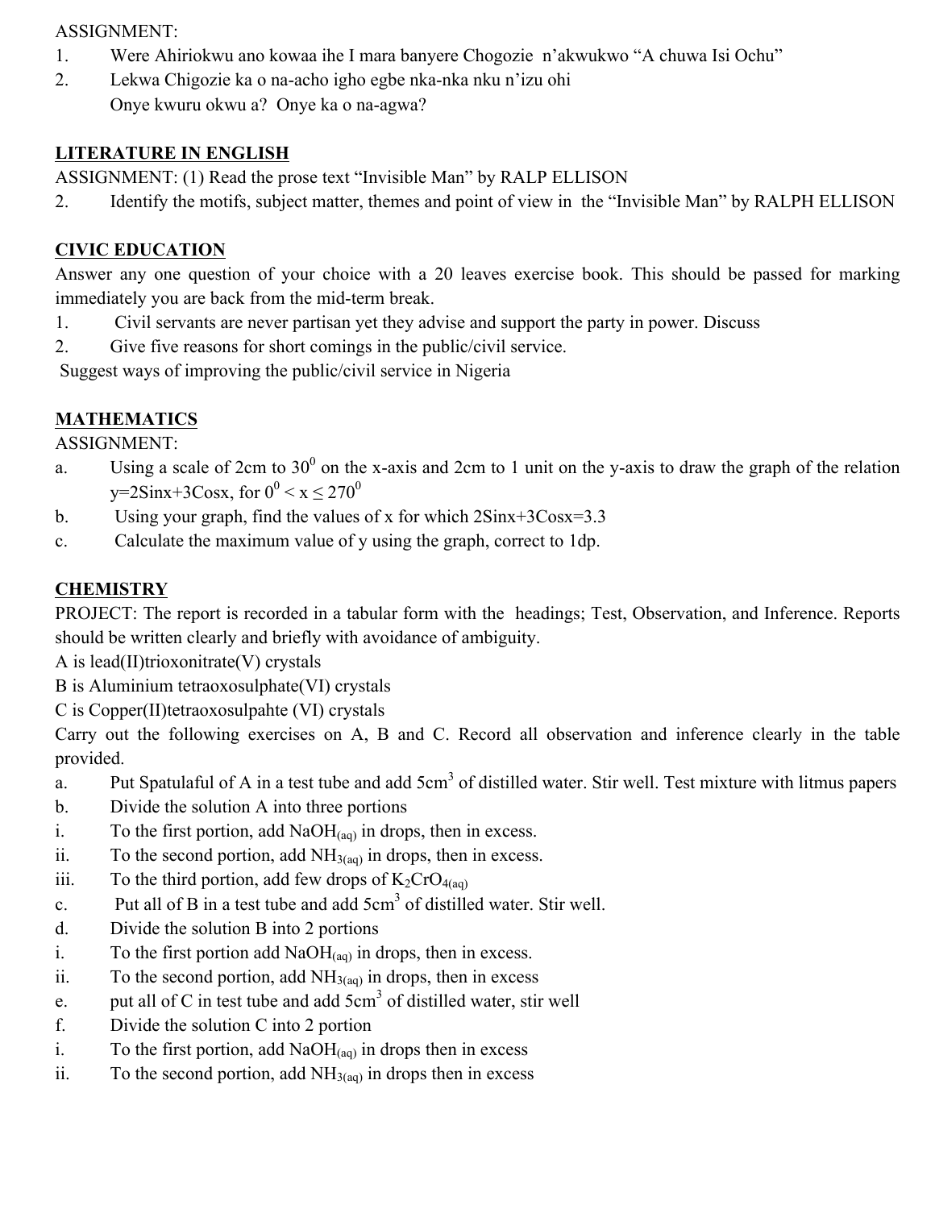ASSIGNMENT:

1. Were Ahiriokwu ano kowaa ihe I mara banyere Chogozie n'akwukwo "A chuwa Isi Ochu"
2. Lekwa Chigozie ka o na-acho igho egbe nka-nka nku n'izu ohi
   Onye kwuru okwu a? Onye ka o na-agwa?

## LITERATURE IN ENGLISH

ASSIGNMENT: (1) Read the prose text "Invisible Man" by RALP ELLISON

2. Identify the motifs, subject matter, themes and point of view in the "Invisible Man" by RALPH ELLISON

## CIVIC EDUCATION

Answer any one question of your choice with a 20 leaves exercise book. This should be passed for marking immediately you are back from the mid-term break.

1. Civil servants are never partisan yet they advise and support the party in power. Discuss
2. Give five reasons for short comings in the public/civil service.

Suggest ways of improving the public/civil service in Nigeria

## MATHEMATICS

ASSIGNMENT:

a. Using a scale of 2cm to $30^0$ on the x-axis and 2cm to 1 unit on the y-axis to draw the graph of the relation $y = 2\text{Sin}x + 3\text{Cos}x$, for $0^0 < x \leq 270^0$

b. Using your graph, find the values of x for which $2\text{Sin}x + 3\text{Cos}x = 3.3$

c. Calculate the maximum value of y using the graph, correct to 1dp.

## CHEMISTRY

PROJECT: The report is recorded in a tabular form with the headings; Test, Observation, and Inference. Reports should be written clearly and briefly with avoidance of ambiguity.

A is lead(II)trioxonitrate(V) crystals

B is Aluminium tetraoxosulphate(VI) crystals

C is Copper(II)tetraoxosulpahte (VI) crystals

Carry out the following exercises on A, B and C. Record all observation and inference clearly in the table provided.

a. Put Spatulaful of A in a test tube and add $5\text{cm}^3$ of distilled water. Stir well. Test mixture with litmus papers

b. Divide the solution A into three portions

i. To the first portion, add $NaOH_{(aq)}$ in drops, then in excess.

ii. To the second portion, add $NH_{3(aq)}$ in drops, then in excess.

iii. To the third portion, add few drops of $K_2CrO_{4(aq)}$

c. Put all of B in a test tube and add $5\text{cm}^3$ of distilled water. Stir well.

d. Divide the solution B into 2 portions

i. To the first portion add $NaOH_{(aq)}$ in drops, then in excess.

ii. To the second portion, add $NH_{3(aq)}$ in drops, then in excess

e. put all of C in test tube and add $5\text{cm}^3$ of distilled water, stir well

f. Divide the solution C into 2 portion

i. To the first portion, add $NaOH_{(aq)}$ in drops then in excess

ii. To the second portion, add $NH_{3(aq)}$ in drops then in excess